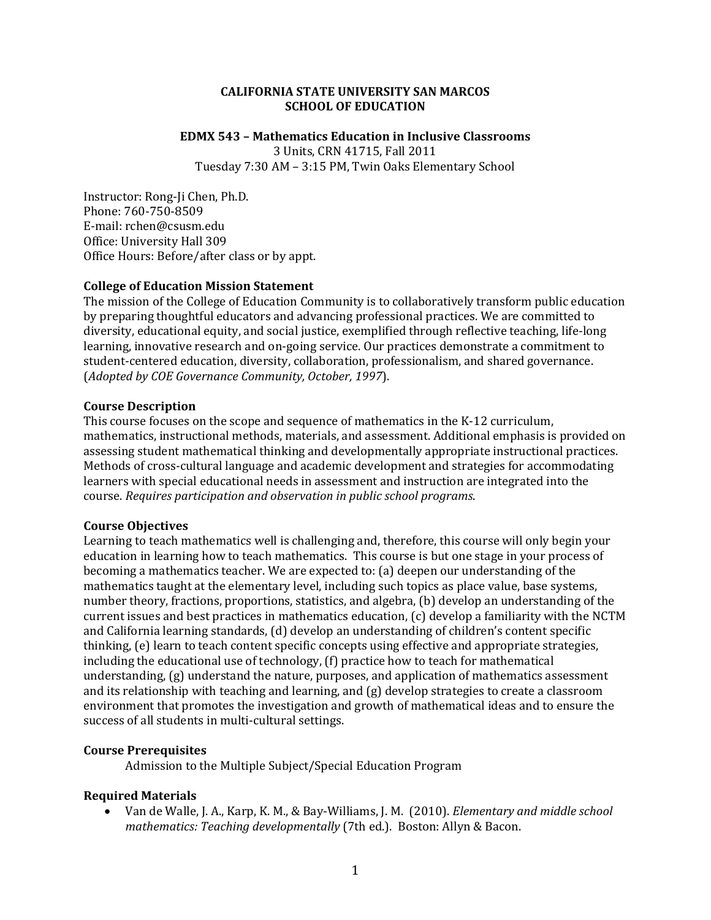**CALIFORNIA STATE UNIVERSITY SAN MARCOS**
**SCHOOL OF EDUCATION**

**EDMX 543 – Mathematics Education in Inclusive Classrooms**
3 Units, CRN 41715, Fall 2011
Tuesday 7:30 AM – 3:15 PM, Twin Oaks Elementary School

Instructor: Rong-Ji Chen, Ph.D.
Phone: 760-750-8509
E-mail: rchen@csusm.edu
Office: University Hall 309
Office Hours: Before/after class or by appt.

**College of Education Mission Statement**

The mission of the College of Education Community is to collaboratively transform public education by preparing thoughtful educators and advancing professional practices. We are committed to diversity, educational equity, and social justice, exemplified through reflective teaching, life-long learning, innovative research and on-going service. Our practices demonstrate a commitment to student-centered education, diversity, collaboration, professionalism, and shared governance. (*Adopted by COE Governance Community, October, 1997*).

**Course Description**

This course focuses on the scope and sequence of mathematics in the K-12 curriculum, mathematics, instructional methods, materials, and assessment. Additional emphasis is provided on assessing student mathematical thinking and developmentally appropriate instructional practices. Methods of cross-cultural language and academic development and strategies for accommodating learners with special educational needs in assessment and instruction are integrated into the course. *Requires participation and observation in public school programs*.

**Course Objectives**

Learning to teach mathematics well is challenging and, therefore, this course will only begin your education in learning how to teach mathematics. This course is but one stage in your process of becoming a mathematics teacher. We are expected to: (a) deepen our understanding of the mathematics taught at the elementary level, including such topics as place value, base systems, number theory, fractions, proportions, statistics, and algebra, (b) develop an understanding of the current issues and best practices in mathematics education, (c) develop a familiarity with the NCTM and California learning standards, (d) develop an understanding of children's content specific thinking, (e) learn to teach content specific concepts using effective and appropriate strategies, including the educational use of technology, (f) practice how to teach for mathematical understanding, (g) understand the nature, purposes, and application of mathematics assessment and its relationship with teaching and learning, and (g) develop strategies to create a classroom environment that promotes the investigation and growth of mathematical ideas and to ensure the success of all students in multi-cultural settings.

**Course Prerequisites**

Admission to the Multiple Subject/Special Education Program

**Required Materials**

- Van de Walle, J. A., Karp, K. M., & Bay-Williams, J. M. (2010). *Elementary and middle school mathematics: Teaching developmentally* (7th ed.). Boston: Allyn & Bacon.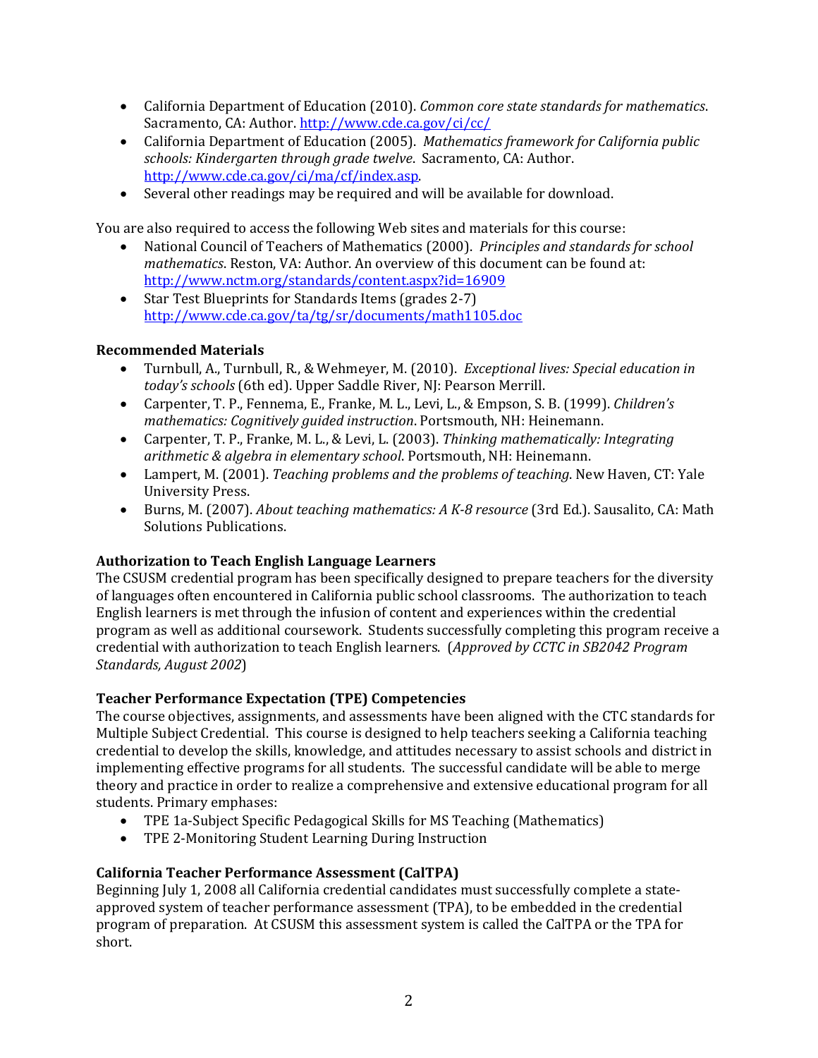- California Department of Education (2010). *Common core state standards for mathematics*. Sacramento, CA: Author. http://www.cde.ca.gov/ci/cc/
- California Department of Education (2005). *Mathematics framework for California public schools: Kindergarten through grade twelve*. Sacramento, CA: Author. http://www.cde.ca.gov/ci/ma/cf/index.asp.
- Several other readings may be required and will be available for download.

You are also required to access the following Web sites and materials for this course:

- National Council of Teachers of Mathematics (2000). *Principles and standards for school mathematics*. Reston, VA: Author. An overview of this document can be found at: http://www.nctm.org/standards/content.aspx?id=16909
- Star Test Blueprints for Standards Items (grades 2-7) http://www.cde.ca.gov/ta/tg/sr/documents/math1105.doc

**Recommended Materials**

- Turnbull, A., Turnbull, R., & Wehmeyer, M. (2010). *Exceptional lives: Special education in today's schools* (6th ed). Upper Saddle River, NJ: Pearson Merrill.
- Carpenter, T. P., Fennema, E., Franke, M. L., Levi, L., & Empson, S. B. (1999). *Children's mathematics: Cognitively guided instruction*. Portsmouth, NH: Heinemann.
- Carpenter, T. P., Franke, M. L., & Levi, L. (2003). *Thinking mathematically: Integrating arithmetic & algebra in elementary school*. Portsmouth, NH: Heinemann.
- Lampert, M. (2001). *Teaching problems and the problems of teaching*. New Haven, CT: Yale University Press.
- Burns, M. (2007). *About teaching mathematics: A K-8 resource* (3rd Ed.). Sausalito, CA: Math Solutions Publications.

**Authorization to Teach English Language Learners**

The CSUSM credential program has been specifically designed to prepare teachers for the diversity of languages often encountered in California public school classrooms. The authorization to teach English learners is met through the infusion of content and experiences within the credential program as well as additional coursework. Students successfully completing this program receive a credential with authorization to teach English learners. (*Approved by CCTC in SB2042 Program Standards, August 2002*)

**Teacher Performance Expectation (TPE) Competencies**

The course objectives, assignments, and assessments have been aligned with the CTC standards for Multiple Subject Credential. This course is designed to help teachers seeking a California teaching credential to develop the skills, knowledge, and attitudes necessary to assist schools and district in implementing effective programs for all students. The successful candidate will be able to merge theory and practice in order to realize a comprehensive and extensive educational program for all students. Primary emphases:

- TPE 1a-Subject Specific Pedagogical Skills for MS Teaching (Mathematics)
- TPE 2-Monitoring Student Learning During Instruction

**California Teacher Performance Assessment (CalTPA)**

Beginning July 1, 2008 all California credential candidates must successfully complete a state-approved system of teacher performance assessment (TPA), to be embedded in the credential program of preparation. At CSUSM this assessment system is called the CalTPA or the TPA for short.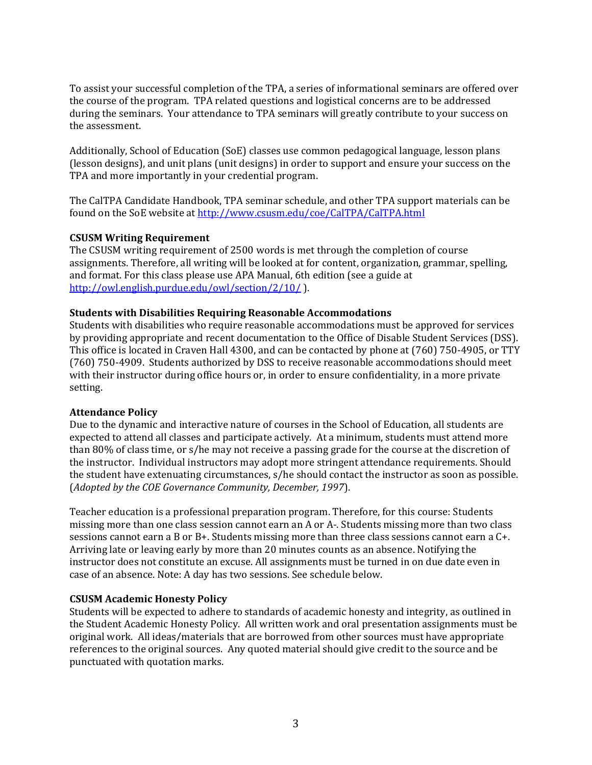To assist your successful completion of the TPA, a series of informational seminars are offered over the course of the program. TPA related questions and logistical concerns are to be addressed during the seminars. Your attendance to TPA seminars will greatly contribute to your success on the assessment.

Additionally, School of Education (SoE) classes use common pedagogical language, lesson plans (lesson designs), and unit plans (unit designs) in order to support and ensure your success on the TPA and more importantly in your credential program.

The CalTPA Candidate Handbook, TPA seminar schedule, and other TPA support materials can be found on the SoE website at http://www.csusm.edu/coe/CalTPA/CalTPA.html

**CSUSM Writing Requirement**
The CSUSM writing requirement of 2500 words is met through the completion of course assignments. Therefore, all writing will be looked at for content, organization, grammar, spelling, and format. For this class please use APA Manual, 6th edition (see a guide at http://owl.english.purdue.edu/owl/section/2/10/ ).

**Students with Disabilities Requiring Reasonable Accommodations**
Students with disabilities who require reasonable accommodations must be approved for services by providing appropriate and recent documentation to the Office of Disable Student Services (DSS). This office is located in Craven Hall 4300, and can be contacted by phone at (760) 750-4905, or TTY (760) 750-4909. Students authorized by DSS to receive reasonable accommodations should meet with their instructor during office hours or, in order to ensure confidentiality, in a more private setting.

**Attendance Policy**
Due to the dynamic and interactive nature of courses in the School of Education, all students are expected to attend all classes and participate actively. At a minimum, students must attend more than 80% of class time, or s/he may not receive a passing grade for the course at the discretion of the instructor. Individual instructors may adopt more stringent attendance requirements. Should the student have extenuating circumstances, s/he should contact the instructor as soon as possible. (*Adopted by the COE Governance Community, December, 1997*).

Teacher education is a professional preparation program. Therefore, for this course: Students missing more than one class session cannot earn an A or A-. Students missing more than two class sessions cannot earn a B or B+. Students missing more than three class sessions cannot earn a C+. Arriving late or leaving early by more than 20 minutes counts as an absence. Notifying the instructor does not constitute an excuse. All assignments must be turned in on due date even in case of an absence. Note: A day has two sessions. See schedule below.

**CSUSM Academic Honesty Policy**
Students will be expected to adhere to standards of academic honesty and integrity, as outlined in the Student Academic Honesty Policy. All written work and oral presentation assignments must be original work. All ideas/materials that are borrowed from other sources must have appropriate references to the original sources. Any quoted material should give credit to the source and be punctuated with quotation marks.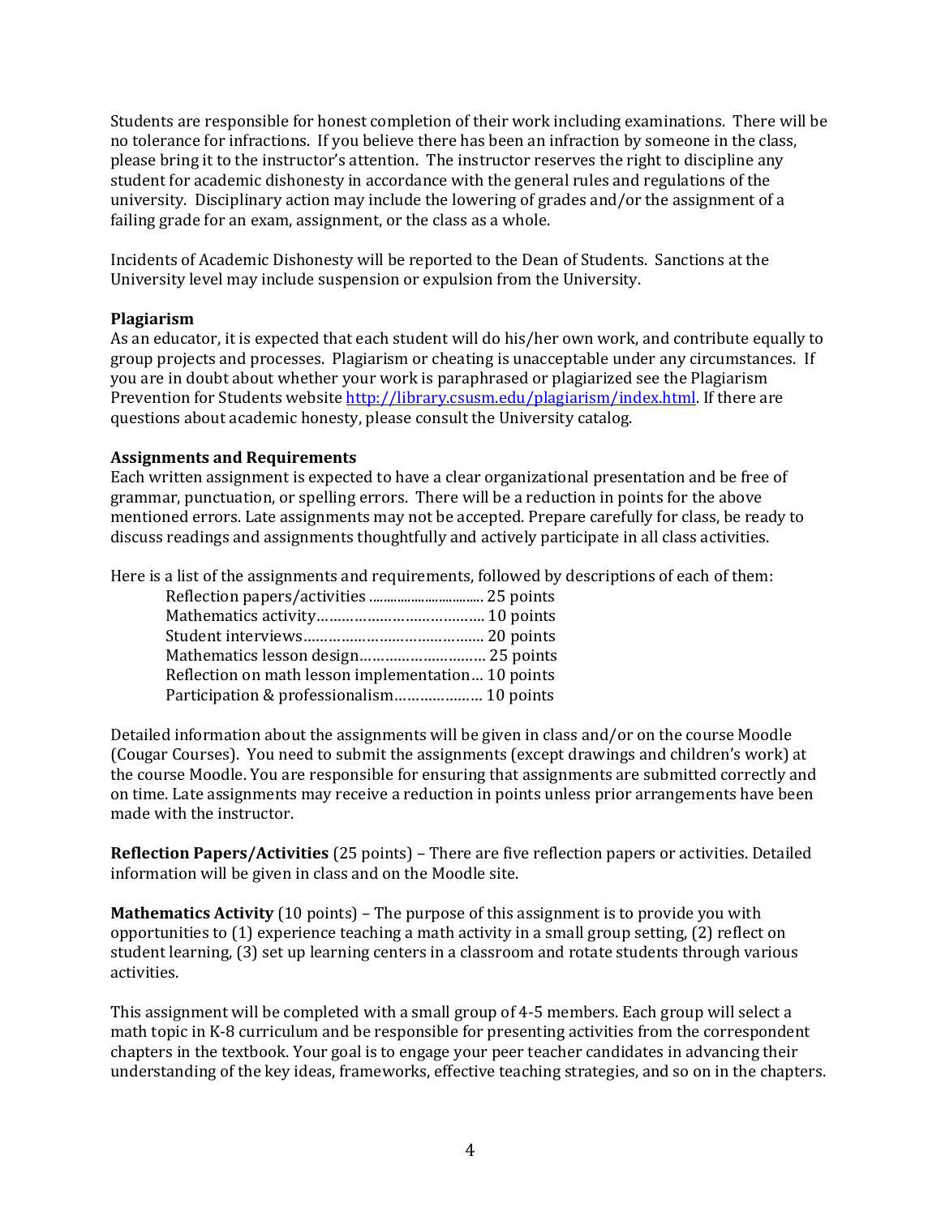Students are responsible for honest completion of their work including examinations. There will be no tolerance for infractions. If you believe there has been an infraction by someone in the class, please bring it to the instructor's attention. The instructor reserves the right to discipline any student for academic dishonesty in accordance with the general rules and regulations of the university. Disciplinary action may include the lowering of grades and/or the assignment of a failing grade for an exam, assignment, or the class as a whole.

Incidents of Academic Dishonesty will be reported to the Dean of Students. Sanctions at the University level may include suspension or expulsion from the University.

**Plagiarism**

As an educator, it is expected that each student will do his/her own work, and contribute equally to group projects and processes. Plagiarism or cheating is unacceptable under any circumstances. If you are in doubt about whether your work is paraphrased or plagiarized see the Plagiarism Prevention for Students website http://library.csusm.edu/plagiarism/index.html. If there are questions about academic honesty, please consult the University catalog.

**Assignments and Requirements**

Each written assignment is expected to have a clear organizational presentation and be free of grammar, punctuation, or spelling errors. There will be a reduction in points for the above mentioned errors. Late assignments may not be accepted. Prepare carefully for class, be ready to discuss readings and assignments thoughtfully and actively participate in all class activities.

Here is a list of the assignments and requirements, followed by descriptions of each of them:

- Reflection papers/activities ................................ 25 points
- Mathematics activity…………………………………. 10 points
- Student interviews…………………………………… 20 points
- Mathematics lesson design………………………… 25 points
- Reflection on math lesson implementation… 10 points
- Participation & professionalism………………… 10 points

Detailed information about the assignments will be given in class and/or on the course Moodle (Cougar Courses). You need to submit the assignments (except drawings and children's work) at the course Moodle. You are responsible for ensuring that assignments are submitted correctly and on time. Late assignments may receive a reduction in points unless prior arrangements have been made with the instructor.

**Reflection Papers/Activities** (25 points) – There are five reflection papers or activities. Detailed information will be given in class and on the Moodle site.

**Mathematics Activity** (10 points) – The purpose of this assignment is to provide you with opportunities to (1) experience teaching a math activity in a small group setting, (2) reflect on student learning, (3) set up learning centers in a classroom and rotate students through various activities.

This assignment will be completed with a small group of 4-5 members. Each group will select a math topic in K-8 curriculum and be responsible for presenting activities from the correspondent chapters in the textbook. Your goal is to engage your peer teacher candidates in advancing their understanding of the key ideas, frameworks, effective teaching strategies, and so on in the chapters.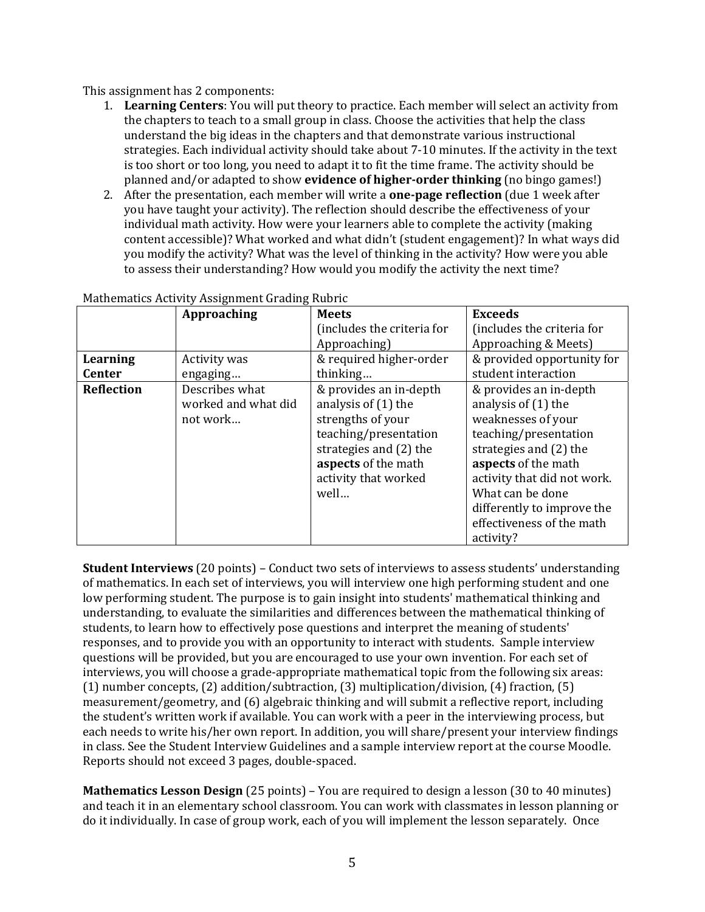This assignment has 2 components:

1. **Learning Centers**: You will put theory to practice. Each member will select an activity from the chapters to teach to a small group in class. Choose the activities that help the class understand the big ideas in the chapters and that demonstrate various instructional strategies. Each individual activity should take about 7-10 minutes. If the activity in the text is too short or too long, you need to adapt it to fit the time frame. The activity should be planned and/or adapted to show **evidence of higher-order thinking** (no bingo games!)
2. After the presentation, each member will write a **one-page reflection** (due 1 week after you have taught your activity). The reflection should describe the effectiveness of your individual math activity. How were your learners able to complete the activity (making content accessible)? What worked and what didn't (student engagement)? In what ways did you modify the activity? What was the level of thinking in the activity? How were you able to assess their understanding? How would you modify the activity the next time?

Mathematics Activity Assignment Grading Rubric

| | **Approaching** | **Meets** (includes the criteria for Approaching) | **Exceeds** (includes the criteria for Approaching & Meets) |
|---|---|---|---|
| **Learning Center** | Activity was engaging… | & required higher-order thinking… | & provided opportunity for student interaction |
| **Reflection** | Describes what worked and what did not work… | & provides an in-depth analysis of (1) the strengths of your teaching/presentation strategies and (2) the **aspects** of the math activity that worked well… | & provides an in-depth analysis of (1) the weaknesses of your teaching/presentation strategies and (2) the **aspects** of the math activity that did not work. What can be done differently to improve the effectiveness of the math activity? |

**Student Interviews** (20 points) – Conduct two sets of interviews to assess students' understanding of mathematics. In each set of interviews, you will interview one high performing student and one low performing student. The purpose is to gain insight into students' mathematical thinking and understanding, to evaluate the similarities and differences between the mathematical thinking of students, to learn how to effectively pose questions and interpret the meaning of students' responses, and to provide you with an opportunity to interact with students. Sample interview questions will be provided, but you are encouraged to use your own invention. For each set of interviews, you will choose a grade-appropriate mathematical topic from the following six areas: (1) number concepts, (2) addition/subtraction, (3) multiplication/division, (4) fraction, (5) measurement/geometry, and (6) algebraic thinking and will submit a reflective report, including the student's written work if available. You can work with a peer in the interviewing process, but each needs to write his/her own report. In addition, you will share/present your interview findings in class. See the Student Interview Guidelines and a sample interview report at the course Moodle. Reports should not exceed 3 pages, double-spaced.

**Mathematics Lesson Design** (25 points) – You are required to design a lesson (30 to 40 minutes) and teach it in an elementary school classroom. You can work with classmates in lesson planning or do it individually. In case of group work, each of you will implement the lesson separately. Once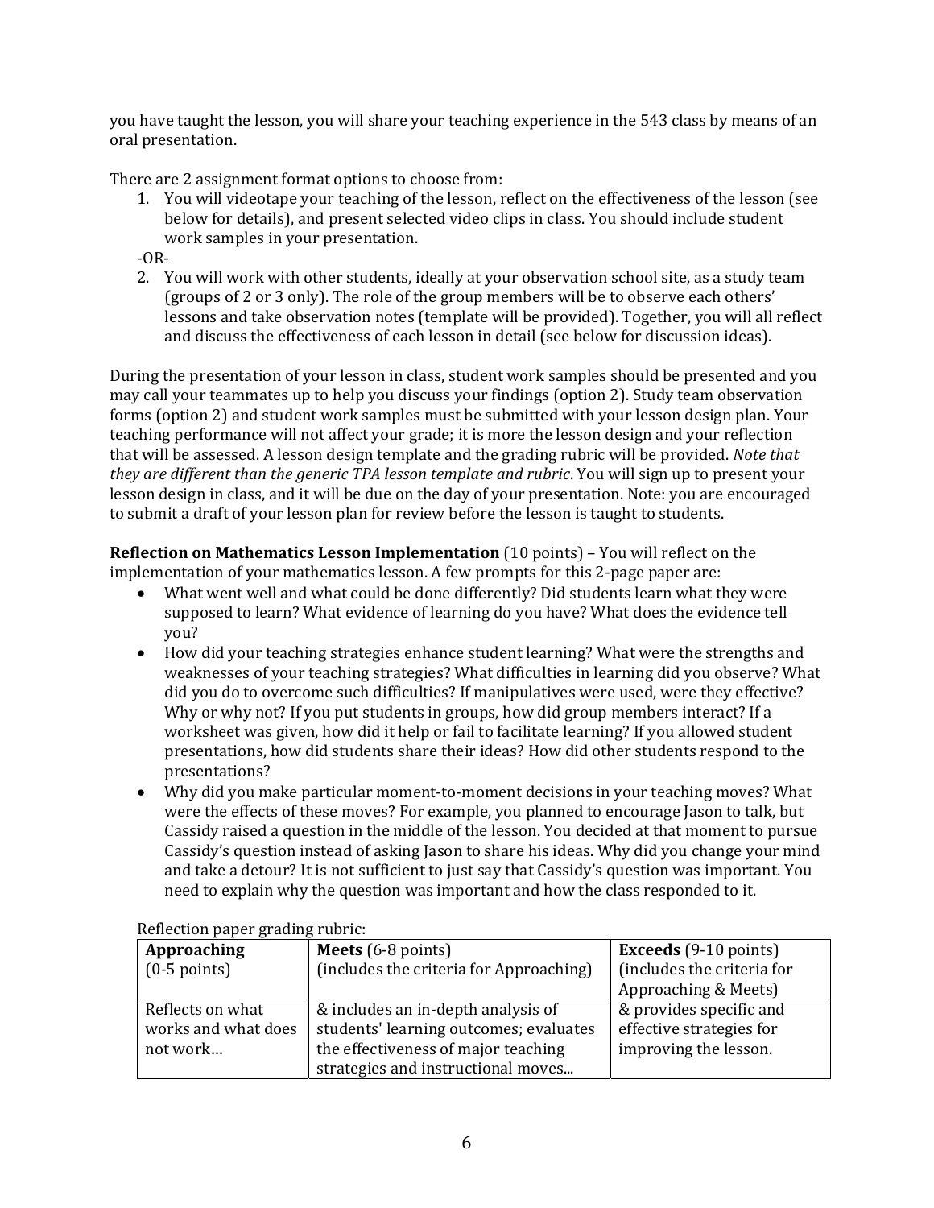you have taught the lesson, you will share your teaching experience in the 543 class by means of an oral presentation.

There are 2 assignment format options to choose from:

1. You will videotape your teaching of the lesson, reflect on the effectiveness of the lesson (see below for details), and present selected video clips in class. You should include student work samples in your presentation.

-OR-

2. You will work with other students, ideally at your observation school site, as a study team (groups of 2 or 3 only). The role of the group members will be to observe each others' lessons and take observation notes (template will be provided). Together, you will all reflect and discuss the effectiveness of each lesson in detail (see below for discussion ideas).

During the presentation of your lesson in class, student work samples should be presented and you may call your teammates up to help you discuss your findings (option 2). Study team observation forms (option 2) and student work samples must be submitted with your lesson design plan. Your teaching performance will not affect your grade; it is more the lesson design and your reflection that will be assessed. A lesson design template and the grading rubric will be provided. *Note that they are different than the generic TPA lesson template and rubric*. You will sign up to present your lesson design in class, and it will be due on the day of your presentation. Note: you are encouraged to submit a draft of your lesson plan for review before the lesson is taught to students.

**Reflection on Mathematics Lesson Implementation** (10 points) – You will reflect on the implementation of your mathematics lesson. A few prompts for this 2-page paper are:

- What went well and what could be done differently? Did students learn what they were supposed to learn? What evidence of learning do you have? What does the evidence tell you?
- How did your teaching strategies enhance student learning? What were the strengths and weaknesses of your teaching strategies? What difficulties in learning did you observe? What did you do to overcome such difficulties? If manipulatives were used, were they effective? Why or why not? If you put students in groups, how did group members interact? If a worksheet was given, how did it help or fail to facilitate learning? If you allowed student presentations, how did students share their ideas? How did other students respond to the presentations?
- Why did you make particular moment-to-moment decisions in your teaching moves? What were the effects of these moves? For example, you planned to encourage Jason to talk, but Cassidy raised a question in the middle of the lesson. You decided at that moment to pursue Cassidy's question instead of asking Jason to share his ideas. Why did you change your mind and take a detour? It is not sufficient to just say that Cassidy's question was important. You need to explain why the question was important and how the class responded to it.

Reflection paper grading rubric:

| **Approaching** (0-5 points) | **Meets** (6-8 points) (includes the criteria for Approaching) | **Exceeds** (9-10 points) (includes the criteria for Approaching & Meets) |
|---|---|---|
| Reflects on what works and what does not work… | & includes an in-depth analysis of students' learning outcomes; evaluates the effectiveness of major teaching strategies and instructional moves... | & provides specific and effective strategies for improving the lesson. |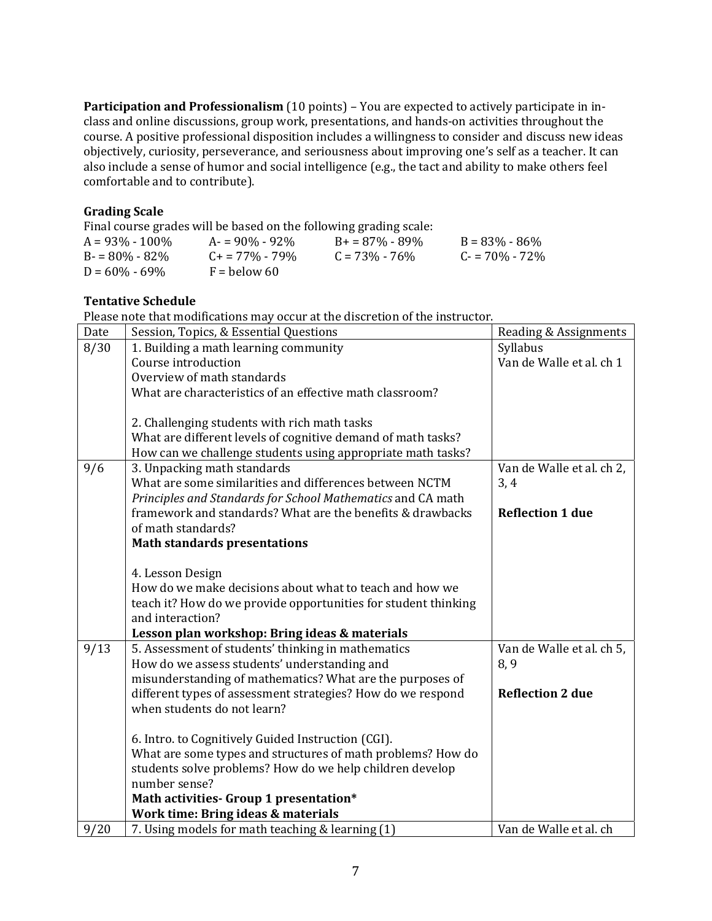**Participation and Professionalism** (10 points) – You are expected to actively participate in in-class and online discussions, group work, presentations, and hands-on activities throughout the course. A positive professional disposition includes a willingness to consider and discuss new ideas objectively, curiosity, perseverance, and seriousness about improving one's self as a teacher. It can also include a sense of humor and social intelligence (e.g., the tact and ability to make others feel comfortable and to contribute).

### Grading Scale

Final course grades will be based on the following grading scale:

| | | | |
|---|---|---|---|
| A = 93% - 100% | A- = 90% - 92% | B+ = 87% - 89% | B = 83% - 86% |
| B- = 80% - 82% | C+ = 77% - 79% | C = 73% - 76% | C- = 70% - 72% |
| D = 60% - 69% | F = below 60 | | |

### Tentative Schedule

Please note that modifications may occur at the discretion of the instructor.

| Date | Session, Topics, & Essential Questions | Reading & Assignments |
|---|---|---|
| 8/30 | 1. Building a math learning community<br>Course introduction<br>Overview of math standards<br>What are characteristics of an effective math classroom?<br><br>2. Challenging students with rich math tasks<br>What are different levels of cognitive demand of math tasks?<br>How can we challenge students using appropriate math tasks? | Syllabus<br>Van de Walle et al. ch 1 |
| 9/6 | 3. Unpacking math standards<br>What are some similarities and differences between NCTM *Principles and Standards for School Mathematics* and CA math framework and standards? What are the benefits & drawbacks of math standards?<br>**Math standards presentations**<br><br>4. Lesson Design<br>How do we make decisions about what to teach and how we teach it? How do we provide opportunities for student thinking and interaction?<br>**Lesson plan workshop: Bring ideas & materials** | Van de Walle et al. ch 2, 3, 4<br><br>**Reflection 1 due** |
| 9/13 | 5. Assessment of students' thinking in mathematics<br>How do we assess students' understanding and misunderstanding of mathematics? What are the purposes of different types of assessment strategies? How do we respond when students do not learn?<br><br>6. Intro. to Cognitively Guided Instruction (CGI).<br>What are some types and structures of math problems? How do students solve problems? How do we help children develop number sense?<br>**Math activities- Group 1 presentation***<br>**Work time: Bring ideas & materials** | Van de Walle et al. ch 5, 8, 9<br><br>**Reflection 2 due** |
| 9/20 | 7. Using models for math teaching & learning (1) | Van de Walle et al. ch |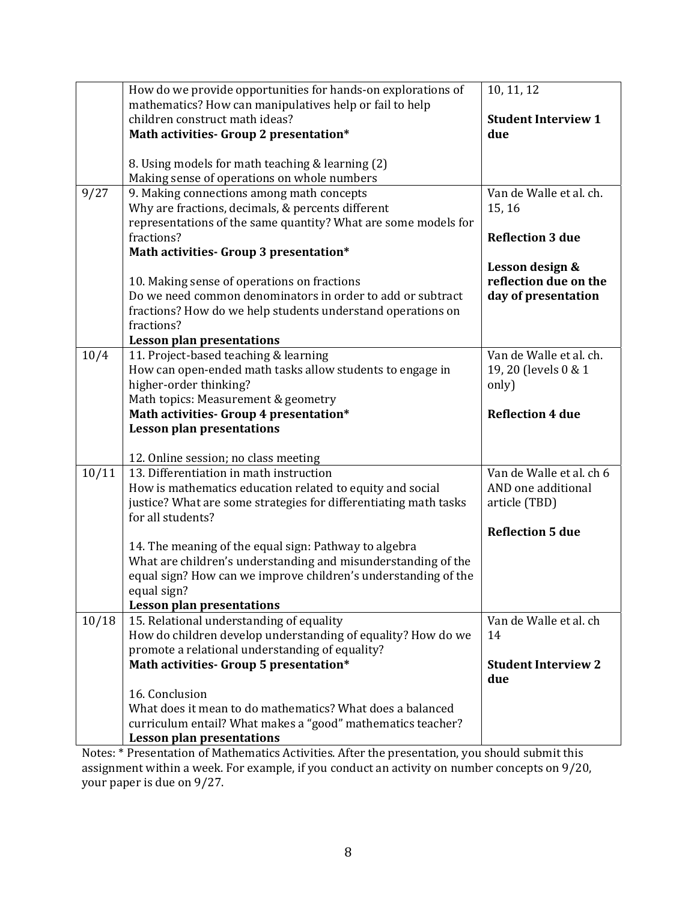| | | |
|---|---|---|
| | How do we provide opportunities for hands-on explorations of mathematics? How can manipulatives help or fail to help children construct math ideas?<br>**Math activities- Group 2 presentation***<br><br>8. Using models for math teaching & learning (2)<br>Making sense of operations on whole numbers | 10, 11, 12<br><br>**Student Interview 1 due** |
| 9/27 | 9. Making connections among math concepts<br>Why are fractions, decimals, & percents different representations of the same quantity? What are some models for fractions?<br>**Math activities- Group 3 presentation***<br><br>10. Making sense of operations on fractions<br>Do we need common denominators in order to add or subtract fractions? How do we help students understand operations on fractions?<br>**Lesson plan presentations** | Van de Walle et al. ch. 15, 16<br><br>**Reflection 3 due**<br><br>**Lesson design & reflection due on the day of presentation** |
| 10/4 | 11. Project-based teaching & learning<br>How can open-ended math tasks allow students to engage in higher-order thinking?<br>Math topics: Measurement & geometry<br>**Math activities- Group 4 presentation***<br>**Lesson plan presentations**<br><br>12. Online session; no class meeting | Van de Walle et al. ch. 19, 20 (levels 0 & 1 only)<br><br>**Reflection 4 due** |
| 10/11 | 13. Differentiation in math instruction<br>How is mathematics education related to equity and social justice? What are some strategies for differentiating math tasks for all students?<br><br>14. The meaning of the equal sign: Pathway to algebra<br>What are children's understanding and misunderstanding of the equal sign? How can we improve children's understanding of the equal sign?<br>**Lesson plan presentations** | Van de Walle et al. ch 6 AND one additional article (TBD)<br><br>**Reflection 5 due** |
| 10/18 | 15. Relational understanding of equality<br>How do children develop understanding of equality? How do we promote a relational understanding of equality?<br>**Math activities- Group 5 presentation***<br><br>16. Conclusion<br>What does it mean to do mathematics? What does a balanced curriculum entail? What makes a "good" mathematics teacher?<br>**Lesson plan presentations** | Van de Walle et al. ch 14<br><br>**Student Interview 2 due** |

Notes: * Presentation of Mathematics Activities. After the presentation, you should submit this assignment within a week. For example, if you conduct an activity on number concepts on 9/20, your paper is due on 9/27.